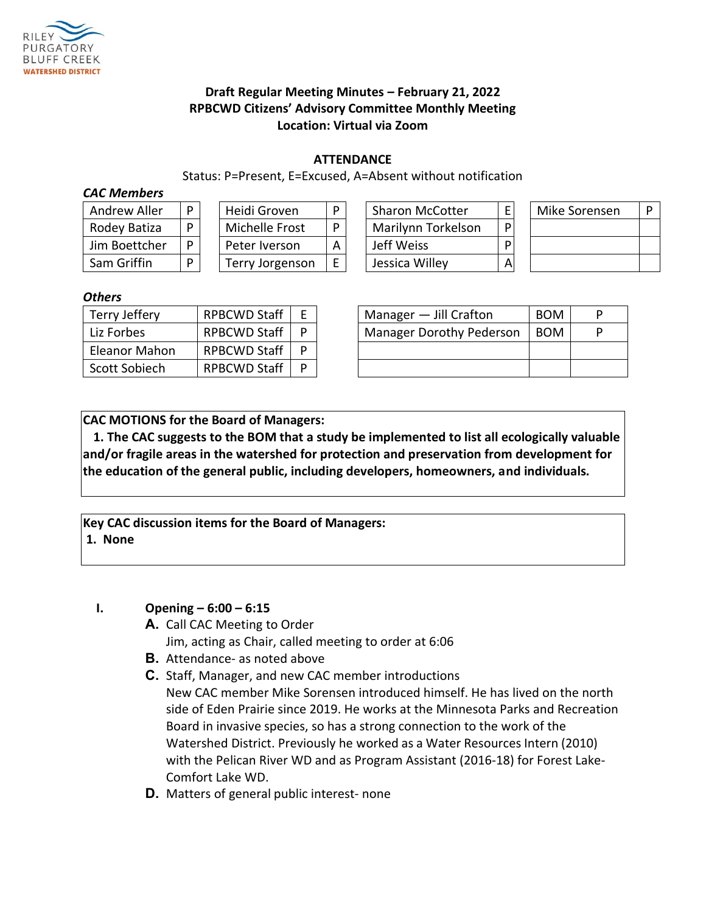RILEY PURGATORY BLUFF CREEK WATERSHED DISTRICT

# Draft Regular Meeting Minutes – February 21, 2022
## RPBCWD Citizens' Advisory Committee Monthly Meeting
### Location: Virtual via Zoom

**ATTENDANCE**

Status: P=Present, E=Excused, A=Absent without notification

***CAC Members***

| Name | Status | Name | Status | Name | Status | Name | Status |
|---|---|---|---|---|---|---|---|
| Andrew Aller | P | Heidi Groven | P | Sharon McCotter | E | Mike Sorensen | P |
| Rodey Batiza | P | Michelle Frost | P | Marilynn Torkelson | P | | |
| Jim Boettcher | P | Peter Iverson | A | Jeff Weiss | P | | |
| Sam Griffin | P | Terry Jorgenson | E | Jessica Willey | A | | |

***Others***

| Name | Role | Status |
|---|---|---|
| Terry Jeffery | RPBCWD Staff | E |
| Liz Forbes | RPBCWD Staff | P |
| Eleanor Mahon | RPBCWD Staff | P |
| Scott Sobiech | RPBCWD Staff | P |

| Name | Role | Status |
|---|---|---|
| Manager — Jill Crafton | BOM | P |
| Manager Dorothy Pederson | BOM | P |
| | | |
| | | |

**CAC MOTIONS for the Board of Managers:**

**1. The CAC suggests to the BOM that a study be implemented to list all ecologically valuable and/or fragile areas in the watershed for protection and preservation from development for the education of the general public, including developers, homeowners, and individuals.**

**Key CAC discussion items for the Board of Managers:**

**1. None**

**I. Opening – 6:00 – 6:15**

**A.** Call CAC Meeting to Order
Jim, acting as Chair, called meeting to order at 6:06

**B.** Attendance- as noted above

**C.** Staff, Manager, and new CAC member introductions
New CAC member Mike Sorensen introduced himself. He has lived on the north side of Eden Prairie since 2019. He works at the Minnesota Parks and Recreation Board in invasive species, so has a strong connection to the work of the Watershed District. Previously he worked as a Water Resources Intern (2010) with the Pelican River WD and as Program Assistant (2016-18) for Forest Lake-Comfort Lake WD.

**D.** Matters of general public interest- none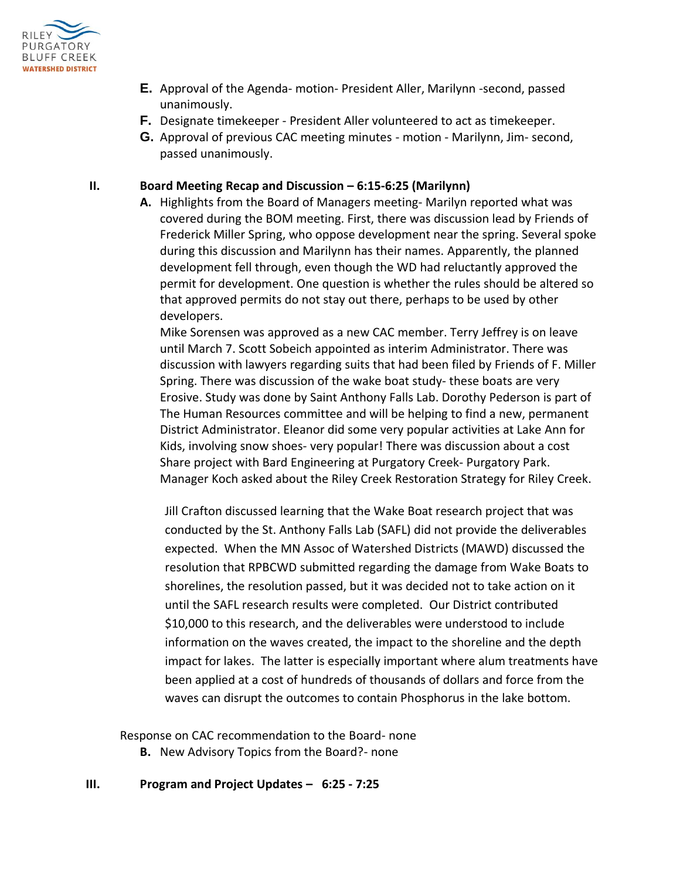E. Approval of the Agenda- motion- President Aller, Marilynn -second, passed unanimously.
F. Designate timekeeper - President Aller volunteered to act as timekeeper.
G. Approval of previous CAC meeting minutes - motion - Marilynn, Jim- second, passed unanimously.

**II. Board Meeting Recap and Discussion – 6:15-6:25 (Marilynn)**

A. Highlights from the Board of Managers meeting- Marilyn reported what was covered during the BOM meeting. First, there was discussion lead by Friends of Frederick Miller Spring, who oppose development near the spring. Several spoke during this discussion and Marilynn has their names. Apparently, the planned development fell through, even though the WD had reluctantly approved the permit for development. One question is whether the rules should be altered so that approved permits do not stay out there, perhaps to be used by other developers.

Mike Sorensen was approved as a new CAC member. Terry Jeffrey is on leave until March 7. Scott Sobeich appointed as interim Administrator. There was discussion with lawyers regarding suits that had been filed by Friends of F. Miller Spring. There was discussion of the wake boat study- these boats are very Erosive. Study was done by Saint Anthony Falls Lab. Dorothy Pederson is part of The Human Resources committee and will be helping to find a new, permanent District Administrator. Eleanor did some very popular activities at Lake Ann for Kids, involving snow shoes- very popular! There was discussion about a cost Share project with Bard Engineering at Purgatory Creek- Purgatory Park. Manager Koch asked about the Riley Creek Restoration Strategy for Riley Creek.

Jill Crafton discussed learning that the Wake Boat research project that was conducted by the St. Anthony Falls Lab (SAFL) did not provide the deliverables expected. When the MN Assoc of Watershed Districts (MAWD) discussed the resolution that RPBCWD submitted regarding the damage from Wake Boats to shorelines, the resolution passed, but it was decided not to take action on it until the SAFL research results were completed. Our District contributed $10,000 to this research, and the deliverables were understood to include information on the waves created, the impact to the shoreline and the depth impact for lakes. The latter is especially important where alum treatments have been applied at a cost of hundreds of thousands of dollars and force from the waves can disrupt the outcomes to contain Phosphorus in the lake bottom.

Response on CAC recommendation to the Board- none

B. New Advisory Topics from the Board?- none

**III. Program and Project Updates – 6:25 - 7:25**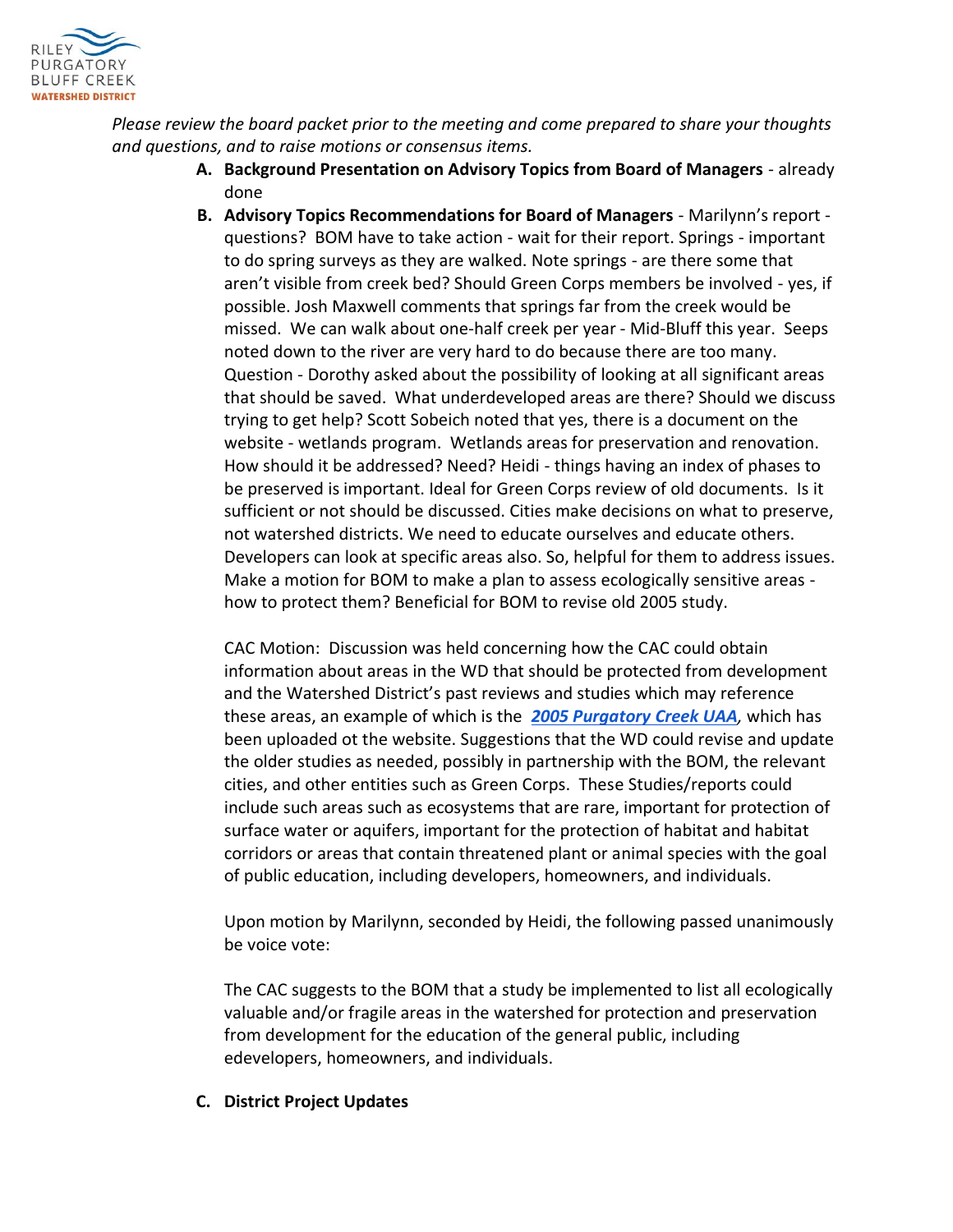*Please review the board packet prior to the meeting and come prepared to share your thoughts and questions, and to raise motions or consensus items.*

**A. Background Presentation on Advisory Topics from Board of Managers** - already done

**B. Advisory Topics Recommendations for Board of Managers** - Marilynn's report - questions? BOM have to take action - wait for their report. Springs - important to do spring surveys as they are walked. Note springs - are there some that aren't visible from creek bed? Should Green Corps members be involved - yes, if possible. Josh Maxwell comments that springs far from the creek would be missed. We can walk about one-half creek per year - Mid-Bluff this year. Seeps noted down to the river are very hard to do because there are too many. Question - Dorothy asked about the possibility of looking at all significant areas that should be saved. What underdeveloped areas are there? Should we discuss trying to get help? Scott Sobeich noted that yes, there is a document on the website - wetlands program. Wetlands areas for preservation and renovation. How should it be addressed? Need? Heidi - things having an index of phases to be preserved is important. Ideal for Green Corps review of old documents. Is it sufficient or not should be discussed. Cities make decisions on what to preserve, not watershed districts. We need to educate ourselves and educate others. Developers can look at specific areas also. So, helpful for them to address issues. Make a motion for BOM to make a plan to assess ecologically sensitive areas - how to protect them? Beneficial for BOM to revise old 2005 study.

CAC Motion: Discussion was held concerning how the CAC could obtain information about areas in the WD that should be protected from development and the Watershed District's past reviews and studies which may reference these areas, an example of which is the ***2005 Purgatory Creek UAA***, which has been uploaded ot the website. Suggestions that the WD could revise and update the older studies as needed, possibly in partnership with the BOM, the relevant cities, and other entities such as Green Corps. These Studies/reports could include such areas such as ecosystems that are rare, important for protection of surface water or aquifers, important for the protection of habitat and habitat corridors or areas that contain threatened plant or animal species with the goal of public education, including developers, homeowners, and individuals.

Upon motion by Marilynn, seconded by Heidi, the following passed unanimously be voice vote:

The CAC suggests to the BOM that a study be implemented to list all ecologically valuable and/or fragile areas in the watershed for protection and preservation from development for the education of the general public, including edevelopers, homeowners, and individuals.

**C. District Project Updates**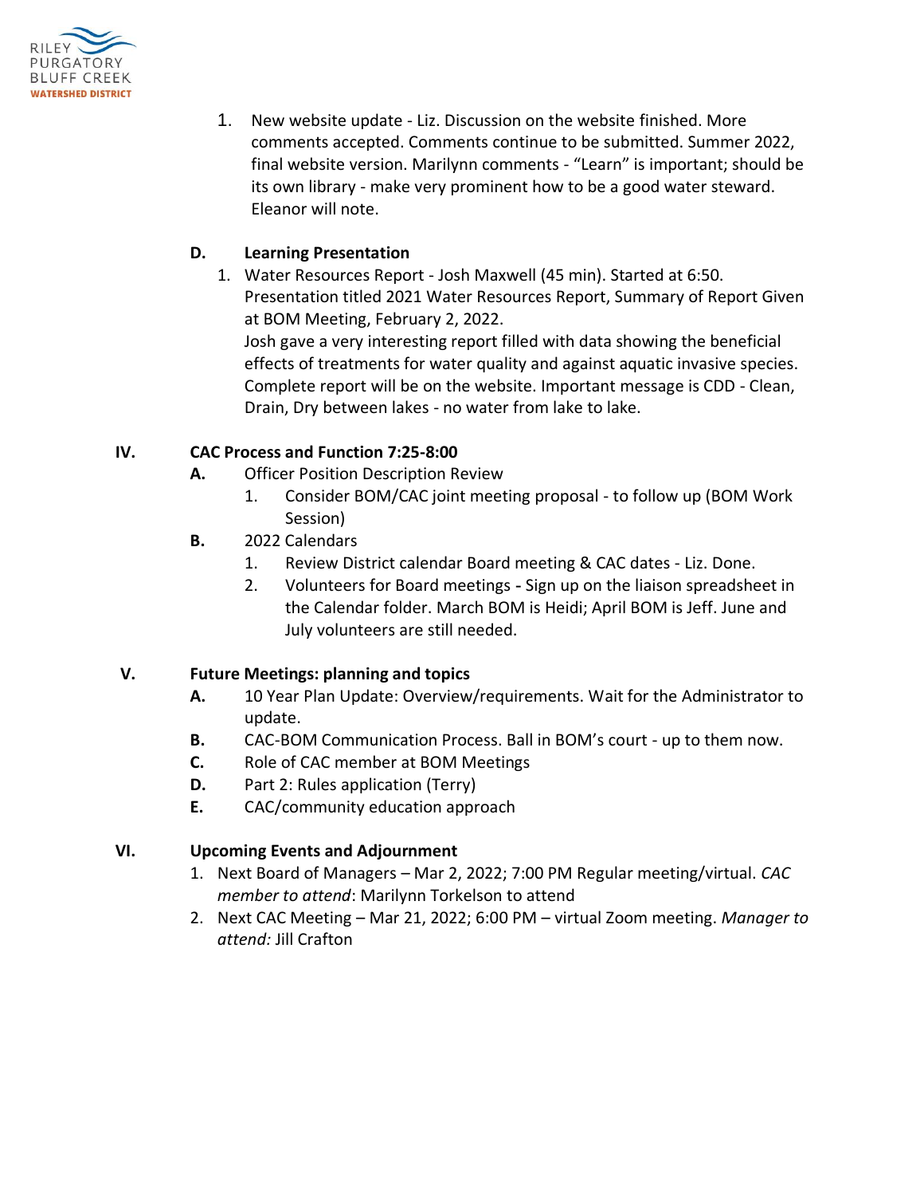1. New website update - Liz. Discussion on the website finished. More comments accepted. Comments continue to be submitted. Summer 2022, final website version. Marilynn comments - "Learn" is important; should be its own library - make very prominent how to be a good water steward. Eleanor will note.

**D. Learning Presentation**

1. Water Resources Report - Josh Maxwell (45 min). Started at 6:50. Presentation titled 2021 Water Resources Report, Summary of Report Given at BOM Meeting, February 2, 2022.
   Josh gave a very interesting report filled with data showing the beneficial effects of treatments for water quality and against aquatic invasive species. Complete report will be on the website. Important message is CDD - Clean, Drain, Dry between lakes - no water from lake to lake.

**IV. CAC Process and Function 7:25-8:00**

**A.** Officer Position Description Review
   1. Consider BOM/CAC joint meeting proposal - to follow up (BOM Work Session)

**B.** 2022 Calendars
   1. Review District calendar Board meeting & CAC dates - Liz. Done.
   2. Volunteers for Board meetings - Sign up on the liaison spreadsheet in the Calendar folder. March BOM is Heidi; April BOM is Jeff. June and July volunteers are still needed.

**V. Future Meetings: planning and topics**

**A.** 10 Year Plan Update: Overview/requirements. Wait for the Administrator to update.

**B.** CAC-BOM Communication Process. Ball in BOM's court - up to them now.

**C.** Role of CAC member at BOM Meetings

**D.** Part 2: Rules application (Terry)

**E.** CAC/community education approach

**VI. Upcoming Events and Adjournment**

1. Next Board of Managers – Mar 2, 2022; 7:00 PM Regular meeting/virtual. *CAC member to attend*: Marilynn Torkelson to attend
2. Next CAC Meeting – Mar 21, 2022; 6:00 PM – virtual Zoom meeting. *Manager to attend:* Jill Crafton